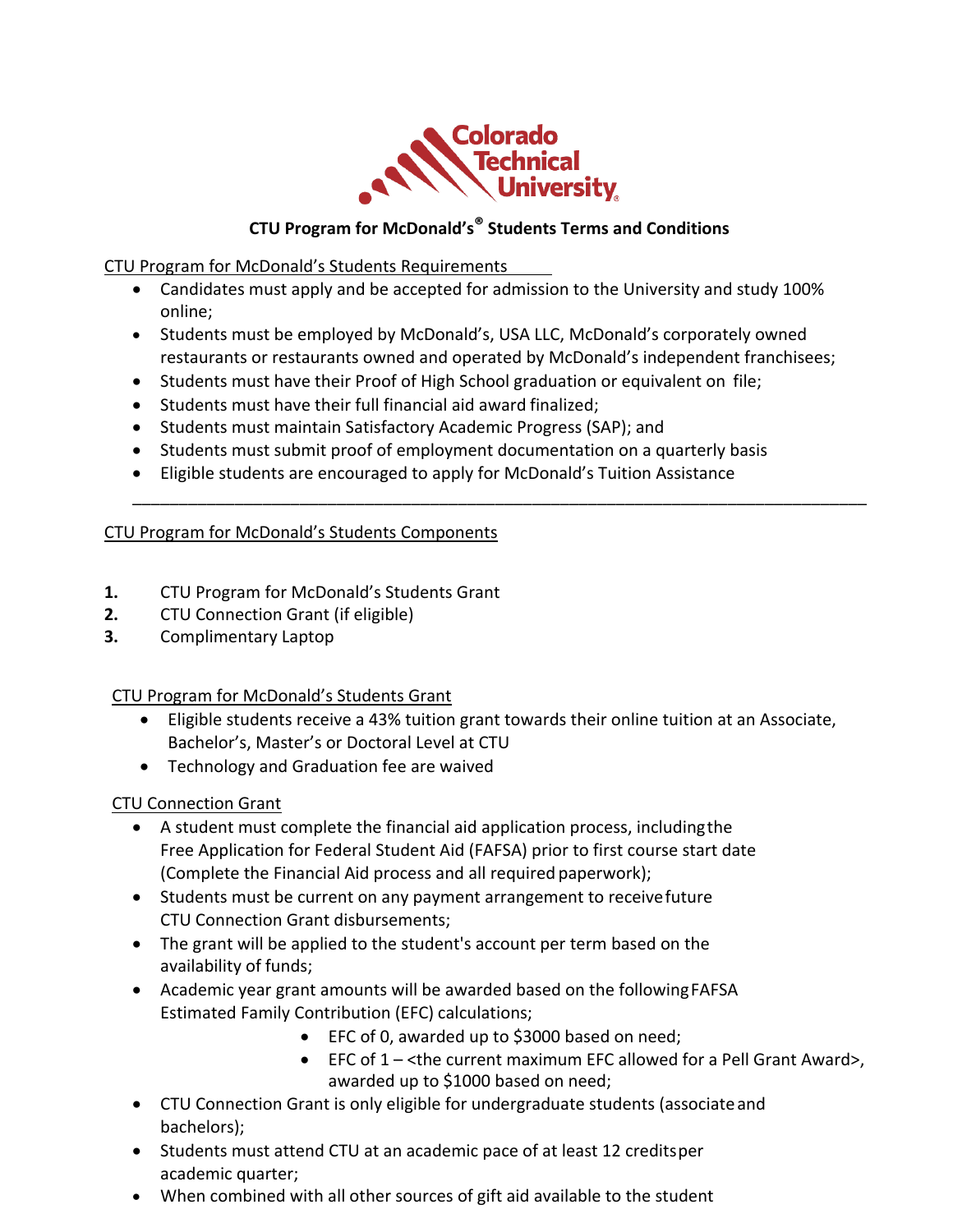# CTU Program for McDonald's® Students Terms and Conditions

## CTU Program for McDonald's Students Requirements

- Candidates must apply and be accepted for admission to the University and study 100% online;
- Students must be employed by McDonald's, USA LLC, McDonald's corporately owned restaurants or restaurants owned and operated by McDonald's independent franchisees;
- Students must have their Proof of High School graduation or equivalent on file;
- Students must have their full financial aid award finalized;
- Students must maintain Satisfactory Academic Progress (SAP); and
- Students must submit proof of employment documentation on a quarterly basis
- Eligible students are encouraged to apply for McDonald's Tuition Assistance

---

## CTU Program for McDonald's Students Components

1. CTU Program for McDonald's Students Grant
2. CTU Connection Grant (if eligible)
3. Complimentary Laptop

### CTU Program for McDonald's Students Grant

- Eligible students receive a 43% tuition grant towards their online tuition at an Associate, Bachelor's, Master's or Doctoral Level at CTU
- Technology and Graduation fee are waived

### CTU Connection Grant

- A student must complete the financial aid application process, including the Free Application for Federal Student Aid (FAFSA) prior to first course start date (Complete the Financial Aid process and all required paperwork);
- Students must be current on any payment arrangement to receive future CTU Connection Grant disbursements;
- The grant will be applied to the student's account per term based on the availability of funds;
- Academic year grant amounts will be awarded based on the following FAFSA Estimated Family Contribution (EFC) calculations;
  - EFC of 0, awarded up to $3000 based on need;
  - EFC of 1 – <the current maximum EFC allowed for a Pell Grant Award>, awarded up to $1000 based on need;
- CTU Connection Grant is only eligible for undergraduate students (associate and bachelors);
- Students must attend CTU at an academic pace of at least 12 credits per academic quarter;
- When combined with all other sources of gift aid available to the student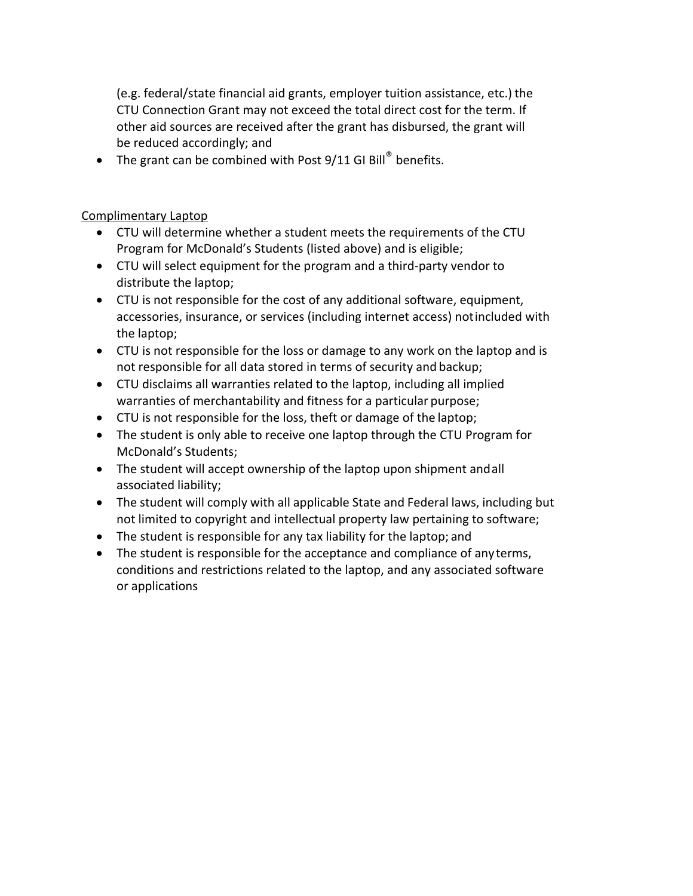(e.g. federal/state financial aid grants, employer tuition assistance, etc.) the CTU Connection Grant may not exceed the total direct cost for the term. If other aid sources are received after the grant has disbursed, the grant will be reduced accordingly; and

- The grant can be combined with Post 9/11 GI Bill® benefits.

<u>Complimentary Laptop</u>

- CTU will determine whether a student meets the requirements of the CTU Program for McDonald's Students (listed above) and is eligible;
- CTU will select equipment for the program and a third-party vendor to distribute the laptop;
- CTU is not responsible for the cost of any additional software, equipment, accessories, insurance, or services (including internet access) not included with the laptop;
- CTU is not responsible for the loss or damage to any work on the laptop and is not responsible for all data stored in terms of security and backup;
- CTU disclaims all warranties related to the laptop, including all implied warranties of merchantability and fitness for a particular purpose;
- CTU is not responsible for the loss, theft or damage of the laptop;
- The student is only able to receive one laptop through the CTU Program for McDonald's Students;
- The student will accept ownership of the laptop upon shipment and all associated liability;
- The student will comply with all applicable State and Federal laws, including but not limited to copyright and intellectual property law pertaining to software;
- The student is responsible for any tax liability for the laptop; and
- The student is responsible for the acceptance and compliance of any terms, conditions and restrictions related to the laptop, and any associated software or applications